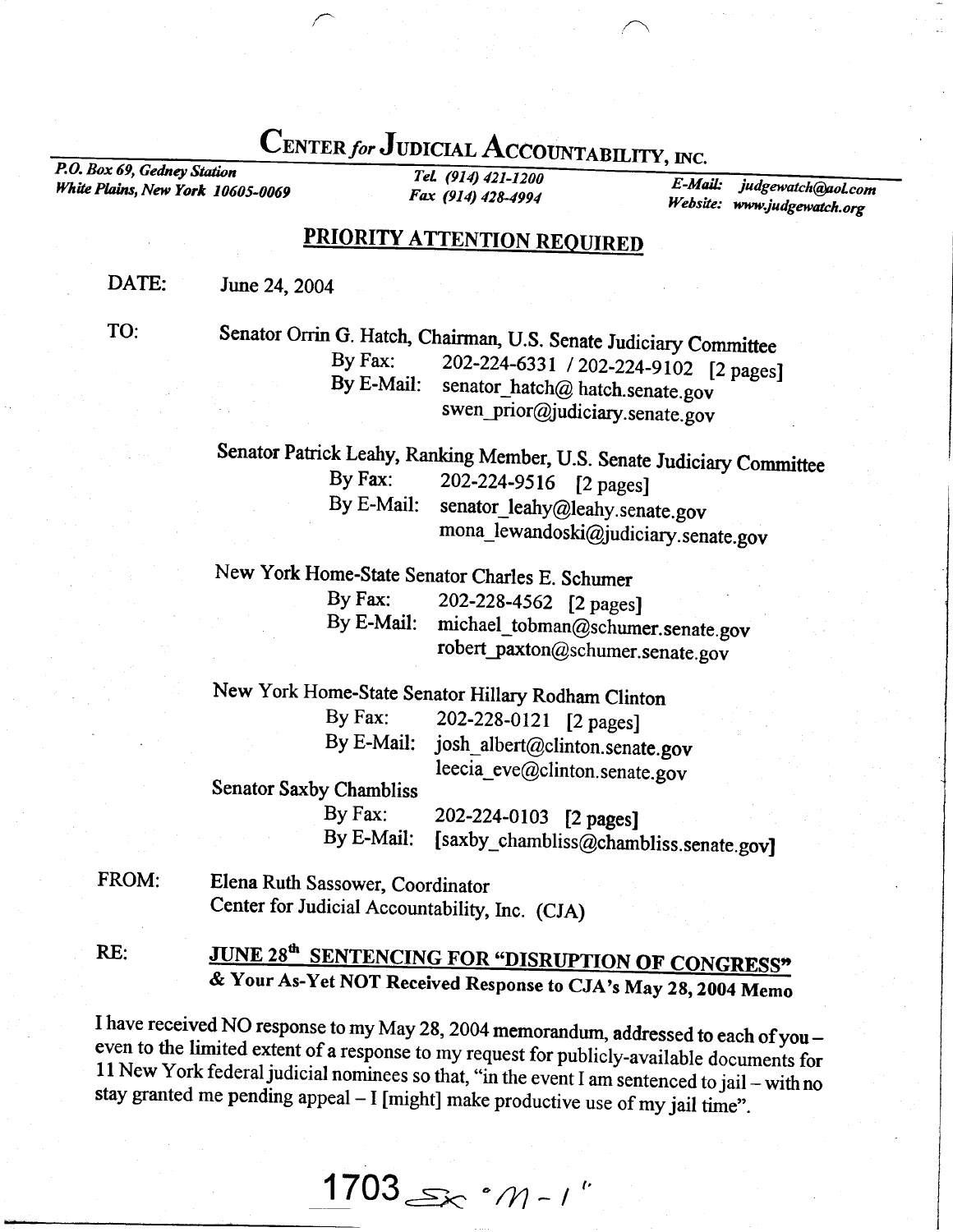# CENTER *for* JUDICIAL ACCOUNTABILITY, INC.

*P.O. Box 69, Gedney Station*
*White Plains, New York 10605-0069*

*Tel. (914) 421-1200*
*Fax (914) 428-4994*

*E-Mail: judgewatch@aol.com*
*Website: www.judgewatch.org*

## PRIORITY ATTENTION REQUIRED

DATE: June 24, 2004

TO:

Senator Orrin G. Hatch, Chairman, U.S. Senate Judiciary Committee
By Fax: 202-224-6331 / 202-224-9102 [2 pages]
By E-Mail: senator_hatch@ hatch.senate.gov
swen_prior@judiciary.senate.gov

Senator Patrick Leahy, Ranking Member, U.S. Senate Judiciary Committee
By Fax: 202-224-9516 [2 pages]
By E-Mail: senator_leahy@leahy.senate.gov
mona_lewandoski@judiciary.senate.gov

New York Home-State Senator Charles E. Schumer
By Fax: 202-228-4562 [2 pages]
By E-Mail: michael_tobman@schumer.senate.gov
robert_paxton@schumer.senate.gov

New York Home-State Senator Hillary Rodham Clinton
By Fax: 202-228-0121 [2 pages]
By E-Mail: josh_albert@clinton.senate.gov
leecia_eve@clinton.senate.gov

Senator Saxby Chambliss
By Fax: 202-224-0103 [2 pages]
By E-Mail: [saxby_chambliss@chambliss.senate.gov]

FROM: Elena Ruth Sassower, Coordinator
Center for Judicial Accountability, Inc. (CJA)

RE: **JUNE 28th SENTENCING FOR "DISRUPTION OF CONGRESS"**
**& Your As-Yet NOT Received Response to CJA's May 28, 2004 Memo**

I have received NO response to my May 28, 2004 memorandum, addressed to each of you – even to the limited extent of a response to my request for publicly-available documents for 11 New York federal judicial nominees so that, "in the event I am sentenced to jail – with no stay granted me pending appeal – I [might] make productive use of my jail time".

1703 Sx "M-1"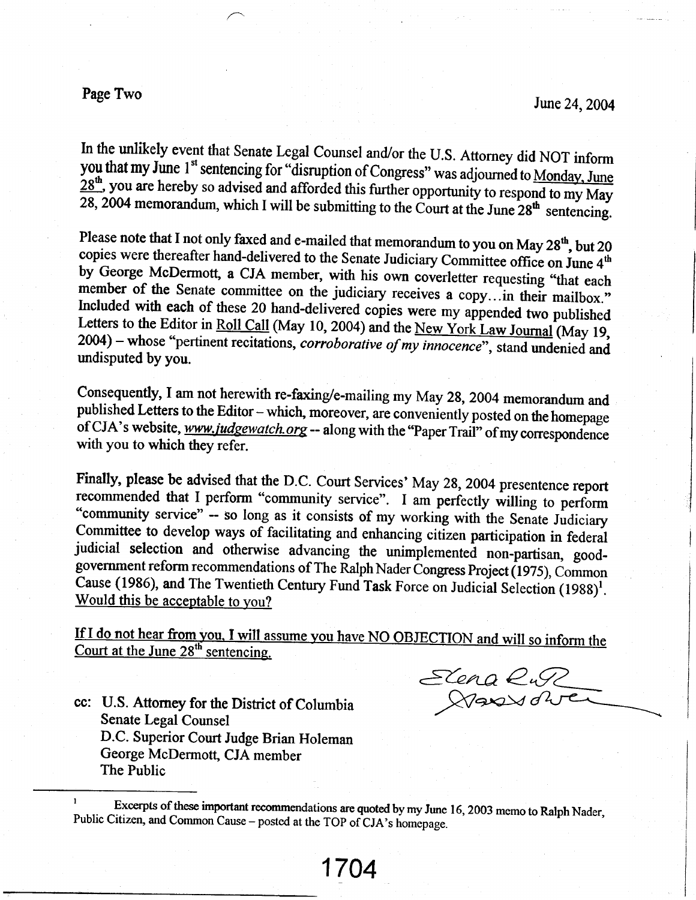In the unlikely event that Senate Legal Counsel and/or the U.S. Attorney did NOT inform you that my June 1st sentencing for "disruption of Congress" was adjourned to Monday, June 28th, you are hereby so advised and afforded this further opportunity to respond to my May 28, 2004 memorandum, which I will be submitting to the Court at the June 28th sentencing.

Please note that I not only faxed and e-mailed that memorandum to you on May 28th, but 20 copies were thereafter hand-delivered to the Senate Judiciary Committee office on June 4th by George McDermott, a CJA member, with his own coverletter requesting "that each member of the Senate committee on the judiciary receives a copy...in their mailbox." Included with each of these 20 hand-delivered copies were my appended two published Letters to the Editor in Roll Call (May 10, 2004) and the New York Law Journal (May 19, 2004) – whose "pertinent recitations, *corroborative of my innocence*", stand undenied and undisputed by you.

Consequently, I am not herewith re-faxing/e-mailing my May 28, 2004 memorandum and published Letters to the Editor – which, moreover, are conveniently posted on the homepage of CJA's website, *www.judgewatch.org* -- along with the "Paper Trail" of my correspondence with you to which they refer.

Finally, please be advised that the D.C. Court Services' May 28, 2004 presentence report recommended that I perform "community service". I am perfectly willing to perform "community service" -- so long as it consists of my working with the Senate Judiciary Committee to develop ways of facilitating and enhancing citizen participation in federal judicial selection and otherwise advancing the unimplemented non-partisan, good-government reform recommendations of The Ralph Nader Congress Project (1975), Common Cause (1986), and The Twentieth Century Fund Task Force on Judicial Selection (1988)[1]. Would this be acceptable to you?

If I do not hear from you, I will assume you have NO OBJECTION and will so inform the Court at the June 28th sentencing.

Elena Ruth Sassower

cc: U.S. Attorney for the District of Columbia
Senate Legal Counsel
D.C. Superior Court Judge Brian Holeman
George McDermott, CJA member
The Public

[1] Excerpts of these important recommendations are quoted by my June 16, 2003 memo to Ralph Nader, Public Citizen, and Common Cause – posted at the TOP of CJA's homepage.